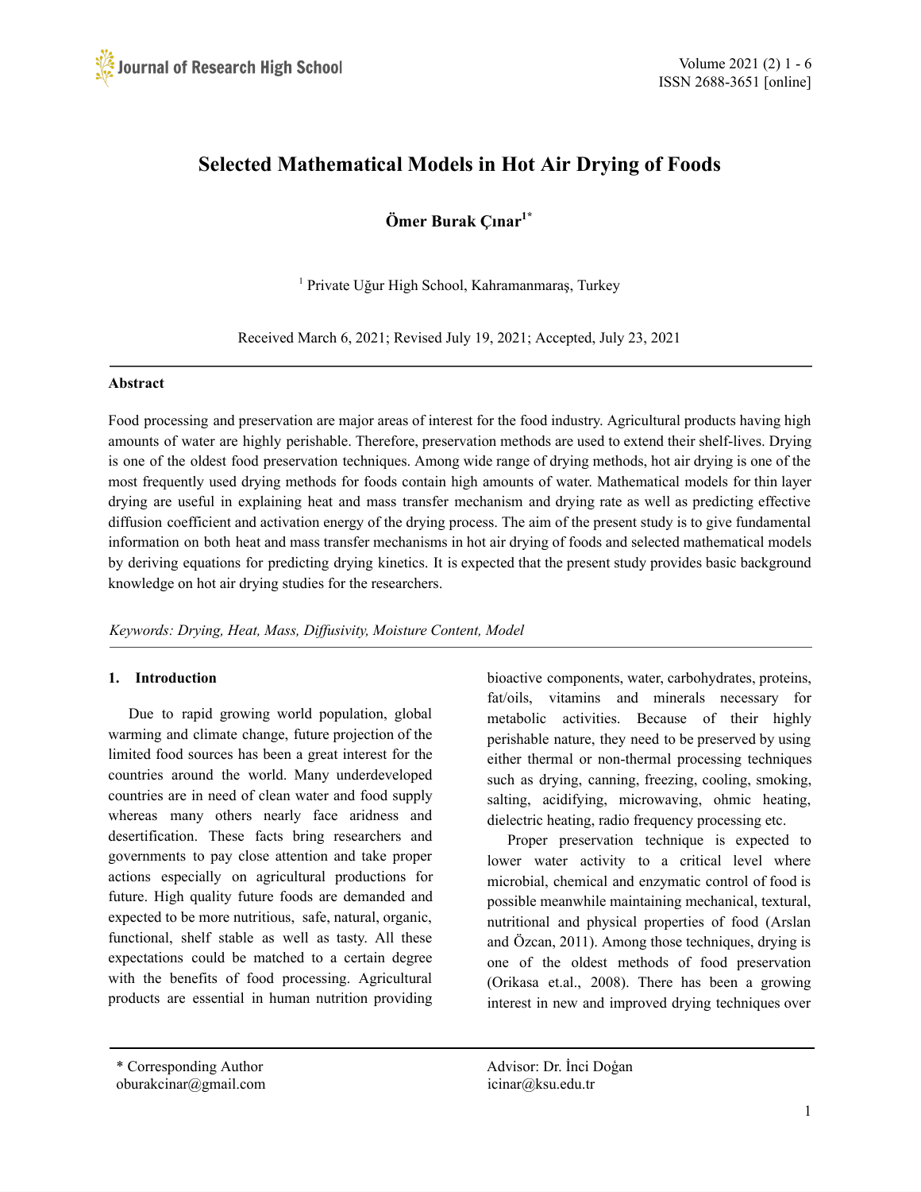# Selected Mathematical Models in Hot Air Drying of Foods

**Ömer Burak Çınar[1*]**

[1] Private Uğur High School, Kahramanmaraş, Turkey

Received March 6, 2021; Revised July 19, 2021; Accepted, July 23, 2021

---

**Abstract**

Food processing and preservation are major areas of interest for the food industry. Agricultural products having high amounts of water are highly perishable. Therefore, preservation methods are used to extend their shelf-lives. Drying is one of the oldest food preservation techniques. Among wide range of drying methods, hot air drying is one of the most frequently used drying methods for foods contain high amounts of water. Mathematical models for thin layer drying are useful in explaining heat and mass transfer mechanism and drying rate as well as predicting effective diffusion coefficient and activation energy of the drying process. The aim of the present study is to give fundamental information on both heat and mass transfer mechanisms in hot air drying of foods and selected mathematical models by deriving equations for predicting drying kinetics. It is expected that the present study provides basic background knowledge on hot air drying studies for the researchers.

*Keywords: Drying, Heat, Mass, Diffusivity, Moisture Content, Model*

---

## 1. Introduction

Due to rapid growing world population, global warming and climate change, future projection of the limited food sources has been a great interest for the countries around the world. Many underdeveloped countries are in need of clean water and food supply whereas many others nearly face aridness and desertification. These facts bring researchers and governments to pay close attention and take proper actions especially on agricultural productions for future. High quality future foods are demanded and expected to be more nutritious, safe, natural, organic, functional, shelf stable as well as tasty. All these expectations could be matched to a certain degree with the benefits of food processing. Agricultural products are essential in human nutrition providing bioactive components, water, carbohydrates, proteins, fat/oils, vitamins and minerals necessary for metabolic activities. Because of their highly perishable nature, they need to be preserved by using either thermal or non-thermal processing techniques such as drying, canning, freezing, cooling, smoking, salting, acidifying, microwaving, ohmic heating, dielectric heating, radio frequency processing etc.

Proper preservation technique is expected to lower water activity to a critical level where microbial, chemical and enzymatic control of food is possible meanwhile maintaining mechanical, textural, nutritional and physical properties of food (Arslan and Özcan, 2011). Among those techniques, drying is one of the oldest methods of food preservation (Orikasa et.al., 2008). There has been a growing interest in new and improved drying techniques over

---

\* Corresponding Author
oburakcinar@gmail.com

Advisor: Dr. İnci Doğan
icinar@ksu.edu.tr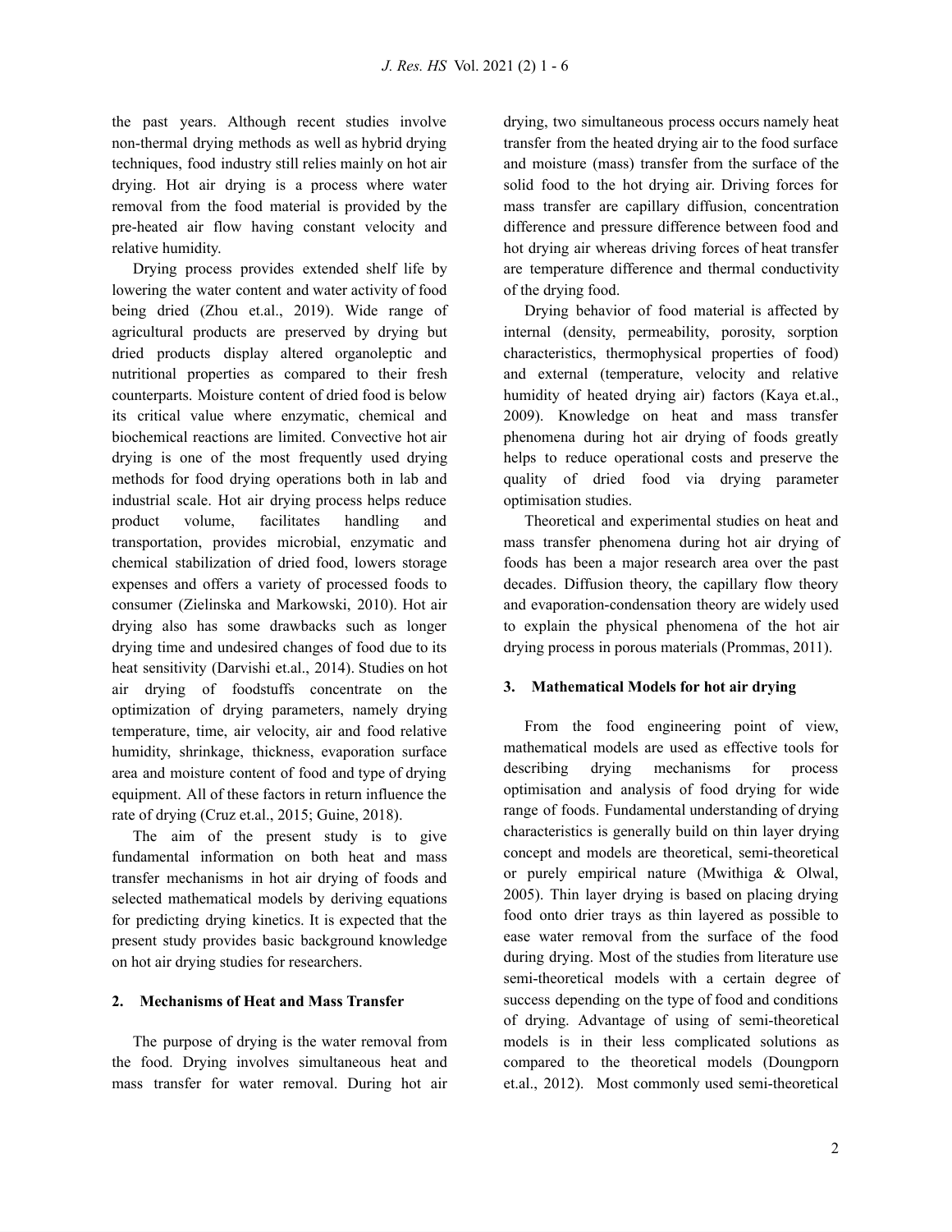the past years. Although recent studies involve non-thermal drying methods as well as hybrid drying techniques, food industry still relies mainly on hot air drying. Hot air drying is a process where water removal from the food material is provided by the pre-heated air flow having constant velocity and relative humidity.

Drying process provides extended shelf life by lowering the water content and water activity of food being dried (Zhou et.al., 2019). Wide range of agricultural products are preserved by drying but dried products display altered organoleptic and nutritional properties as compared to their fresh counterparts. Moisture content of dried food is below its critical value where enzymatic, chemical and biochemical reactions are limited. Convective hot air drying is one of the most frequently used drying methods for food drying operations both in lab and industrial scale. Hot air drying process helps reduce product volume, facilitates handling and transportation, provides microbial, enzymatic and chemical stabilization of dried food, lowers storage expenses and offers a variety of processed foods to consumer (Zielinska and Markowski, 2010). Hot air drying also has some drawbacks such as longer drying time and undesired changes of food due to its heat sensitivity (Darvishi et.al., 2014). Studies on hot air drying of foodstuffs concentrate on the optimization of drying parameters, namely drying temperature, time, air velocity, air and food relative humidity, shrinkage, thickness, evaporation surface area and moisture content of food and type of drying equipment. All of these factors in return influence the rate of drying (Cruz et.al., 2015; Guine, 2018).

The aim of the present study is to give fundamental information on both heat and mass transfer mechanisms in hot air drying of foods and selected mathematical models by deriving equations for predicting drying kinetics. It is expected that the present study provides basic background knowledge on hot air drying studies for researchers.

## 2. Mechanisms of Heat and Mass Transfer

The purpose of drying is the water removal from the food. Drying involves simultaneous heat and mass transfer for water removal. During hot air drying, two simultaneous process occurs namely heat transfer from the heated drying air to the food surface and moisture (mass) transfer from the surface of the solid food to the hot drying air. Driving forces for mass transfer are capillary diffusion, concentration difference and pressure difference between food and hot drying air whereas driving forces of heat transfer are temperature difference and thermal conductivity of the drying food.

Drying behavior of food material is affected by internal (density, permeability, porosity, sorption characteristics, thermophysical properties of food) and external (temperature, velocity and relative humidity of heated drying air) factors (Kaya et.al., 2009). Knowledge on heat and mass transfer phenomena during hot air drying of foods greatly helps to reduce operational costs and preserve the quality of dried food via drying parameter optimisation studies.

Theoretical and experimental studies on heat and mass transfer phenomena during hot air drying of foods has been a major research area over the past decades. Diffusion theory, the capillary flow theory and evaporation-condensation theory are widely used to explain the physical phenomena of the hot air drying process in porous materials (Prommas, 2011).

## 3. Mathematical Models for hot air drying

From the food engineering point of view, mathematical models are used as effective tools for describing drying mechanisms for process optimisation and analysis of food drying for wide range of foods. Fundamental understanding of drying characteristics is generally build on thin layer drying concept and models are theoretical, semi-theoretical or purely empirical nature (Mwithiga & Olwal, 2005). Thin layer drying is based on placing drying food onto drier trays as thin layered as possible to ease water removal from the surface of the food during drying. Most of the studies from literature use semi-theoretical models with a certain degree of success depending on the type of food and conditions of drying. Advantage of using of semi-theoretical models is in their less complicated solutions as compared to the theoretical models (Doungporn et.al., 2012). Most commonly used semi-theoretical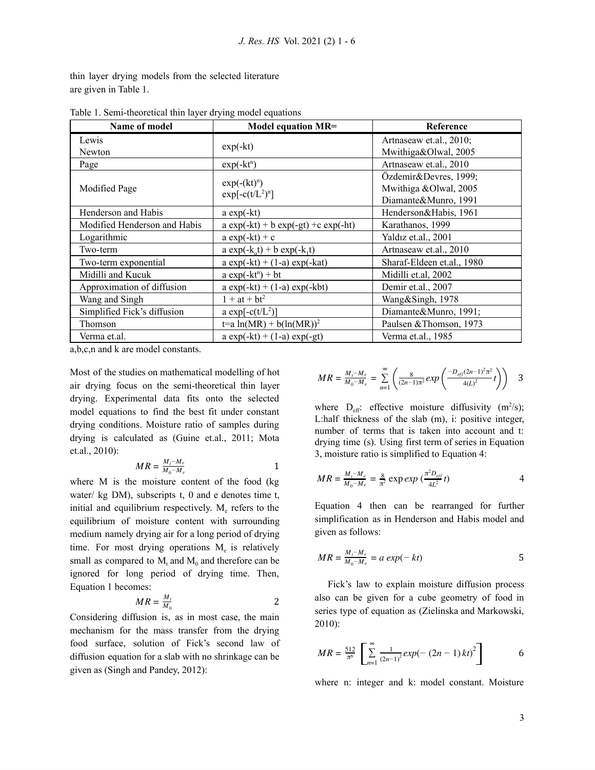thin layer drying models from the selected literature are given in Table 1.

Table 1. Semi-theoretical thin layer drying model equations

| Name of model | Model equation MR= | Reference |
|---|---|---|
| Lewis<br>Newton | exp(-kt) | Artnaseaw et.al., 2010;<br>Mwithiga&Olwal, 2005 |
| Page | $\exp(-kt^n)$ | Artnaseaw et.al., 2010 |
| Modified Page | $\exp(-(kt)^n)$<br>$\exp[-c(t/L^2)^n]$ | Özdemir&Devres, 1999;<br>Mwithiga &Olwal, 2005<br>Diamante&Munro, 1991 |
| Henderson and Habis | a exp(-kt) | Henderson&Habis, 1961 |
| Modified Henderson and Habis | a exp(-kt) + b exp(-gt) +c exp(-ht) | Karathanos, 1999 |
| Logarithmic | a exp(-kt) + c | Yaldız et.al., 2001 |
| Two-term | $a \exp(-k_o t) + b \exp(-k_1 t)$ | Artnaseaw et.al., 2010 |
| Two-term exponential | a exp(-kt) + (1-a) exp(-kat) | Sharaf-Eldeen et.al., 1980 |
| Midilli and Kucuk | $a \exp(-kt^n) + bt$ | Midilli et.al, 2002 |
| Approximation of diffusion | a exp(-kt) + (1-a) exp(-kbt) | Demir et.al., 2007 |
| Wang and Singh | $1 + at + bt^2$ | Wang&Singh, 1978 |
| Simplified Fick's diffusion | $a \exp[-c(t/L^2)]$ | Diamante&Munro, 1991; |
| Thomson | $t = a \ln(MR) + b(\ln(MR))^2$ | Paulsen &Thomson, 1973 |
| Verma et.al. | a exp(-kt) + (1-a) exp(-gt) | Verma et.al., 1985 |

a,b,c,n and k are model constants.

Most of the studies on mathematical modelling of hot air drying focus on the semi-theoretical thin layer drying. Experimental data fits onto the selected model equations to find the best fit under constant drying conditions. Moisture ratio of samples during drying is calculated as (Guine et.al., 2011; Mota et.al., 2010):

$$MR = \frac{M_t - M_e}{M_0 - M_e} \quad 1$$

where M is the moisture content of the food (kg water/ kg DM), subscripts t, 0 and e denotes time t, initial and equilibrium respectively. $M_e$ refers to the equilibrium of moisture content with surrounding medium namely drying air for a long period of drying time. For most drying operations $M_e$ is relatively small as compared to $M_t$ and $M_0$ and therefore can be ignored for long period of drying time. Then, Equation 1 becomes:

$$MR = \frac{M_t}{M_0} \quad 2$$

Considering diffusion is, as in most case, the main mechanism for the mass transfer from the drying food surface, solution of Fick's second law of diffusion equation for a slab with no shrinkage can be given as (Singh and Pandey, 2012):

$$MR = \frac{M_t - M_e}{M_0 - M_e} = \sum_{n=1}^{\infty} \left( \frac{8}{(2n-1)\pi^2} exp\left( \frac{-D_{eff}(2n-1)^2\pi^2}{4(L)^2} t \right) \right) \quad 3$$

where $D_{eff}$: effective moisture diffusivity ($m^2/s$); L:half thickness of the slab (m), i: positive integer, number of terms that is taken into account and t: drying time (s). Using first term of series in Equation 3, moisture ratio is simplified to Equation 4:

$$MR = \frac{M_t - M_e}{M_0 - M_e} = \frac{8}{\pi^2} \exp exp\left(\frac{\pi^2 D_{eff}}{4L^2} t\right) \quad 4$$

Equation 4 then can be rearranged for further simplification as in Henderson and Habis model and given as follows:

$$MR = \frac{M_t - M_e}{M_0 - M_e} = a\ exp(-kt) \quad 5$$

Fick's law to explain moisture diffusion process also can be given for a cube geometry of food in series type of equation as (Zielinska and Markowski, 2010):

$$MR = \frac{512}{\pi^6} \left[ \sum_{n=1}^{\infty} \frac{1}{(2n-1)^2} exp(-(2n-1)kt)^2 \right] \quad 6$$

where n: integer and k: model constant. Moisture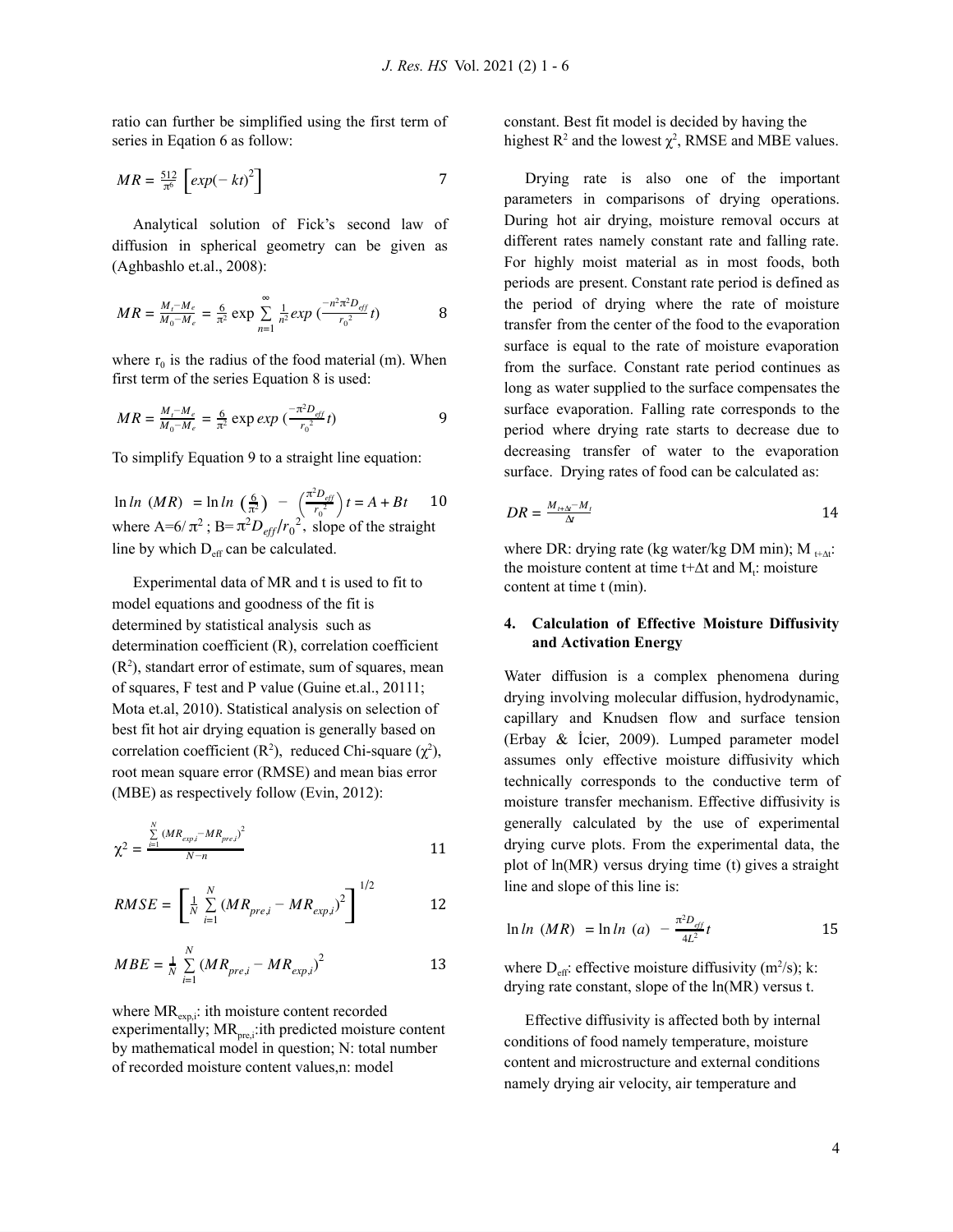ratio can further be simplified using the first term of series in Eqation 6 as follow:

$$MR = \frac{512}{\pi^6}\left[exp(-kt)^2\right] \qquad 7$$

Analytical solution of Fick's second law of diffusion in spherical geometry can be given as (Aghbashlo et.al., 2008):

$$MR = \frac{M_t - M_e}{M_0 - M_e} = \frac{6}{\pi^2}\exp\sum_{n=1}^{\infty}\frac{1}{n^2}exp\left(\frac{-n^2\pi^2 D_{eff}}{r_0^{\,2}}t\right) \qquad 8$$

where $r_0$ is the radius of the food material (m). When first term of the series Equation 8 is used:

$$MR = \frac{M_t - M_e}{M_0 - M_e} = \frac{6}{\pi^2}\exp exp\left(\frac{-\pi^2 D_{eff}}{r_0^{\,2}}t\right) \qquad 9$$

To simplify Equation 9 to a straight line equation:

$$\ln ln\ (MR)\ = \ln ln\ \left(\frac{6}{\pi^2}\right) - \left(\frac{\pi^2 D_{eff}}{r_0^{\,2}}\right)t = A + Bt \qquad 10$$

where A=6/ $\pi^2$ ; B= $\pi^2 D_{eff}/r_0^{\,2}$, slope of the straight line by which $D_{eff}$ can be calculated.

Experimental data of MR and t is used to fit to model equations and goodness of the fit is determined by statistical analysis such as determination coefficient (R), correlation coefficient ($R^2$), standart error of estimate, sum of squares, mean of squares, F test and P value (Guine et.al., 20111; Mota et.al, 2010). Statistical analysis on selection of best fit hot air drying equation is generally based on correlation coefficient ($R^2$), reduced Chi-square ($\chi^2$), root mean square error (RMSE) and mean bias error (MBE) as respectively follow (Evin, 2012):

$$\chi^2 = \frac{\sum_{i=1}^{N}(MR_{exp,i} - MR_{pre,i})^2}{N-n} \qquad 11$$

$$RMSE = \left[\frac{1}{N}\sum_{i=1}^{N}(MR_{pre,i} - MR_{exp,i})^2\right]^{1/2} \qquad 12$$

$$MBE = \frac{1}{N}\sum_{i=1}^{N}(MR_{pre,i} - MR_{exp,i})^2 \qquad 13$$

where $MR_{exp,i}$: ith moisture content recorded experimentally; $MR_{pre,i}$:ith predicted moisture content by mathematical model in question; N: total number of recorded moisture content values,n: model constant. Best fit model is decided by having the highest $R^2$ and the lowest $\chi^2$, RMSE and MBE values.

Drying rate is also one of the important parameters in comparisons of drying operations. During hot air drying, moisture removal occurs at different rates namely constant rate and falling rate. For highly moist material as in most foods, both periods are present. Constant rate period is defined as the period of drying where the rate of moisture transfer from the center of the food to the evaporation surface is equal to the rate of moisture evaporation from the surface. Constant rate period continues as long as water supplied to the surface compensates the surface evaporation. Falling rate corresponds to the period where drying rate starts to decrease due to decreasing transfer of water to the evaporation surface. Drying rates of food can be calculated as:

$$DR = \frac{M_{t+\Delta t} - M_t}{\Delta t} \qquad 14$$

where DR: drying rate (kg water/kg DM min); $M_{t+\Delta t}$: the moisture content at time t+Δt and $M_t$: moisture content at time t (min).

## 4. Calculation of Effective Moisture Diffusivity and Activation Energy

Water diffusion is a complex phenomena during drying involving molecular diffusion, hydrodynamic, capillary and Knudsen flow and surface tension (Erbay & İcier, 2009). Lumped parameter model assumes only effective moisture diffusivity which technically corresponds to the conductive term of moisture transfer mechanism. Effective diffusivity is generally calculated by the use of experimental drying curve plots. From the experimental data, the plot of ln(MR) versus drying time (t) gives a straight line and slope of this line is:

$$\ln ln\ (MR)\ = \ln ln\ (a)\ - \frac{\pi^2 D_{eff}}{4L^2}t \qquad 15$$

where $D_{eff}$: effective moisture diffusivity (m$^2$/s); k: drying rate constant, slope of the ln(MR) versus t.

Effective diffusivity is affected both by internal conditions of food namely temperature, moisture content and microstructure and external conditions namely drying air velocity, air temperature and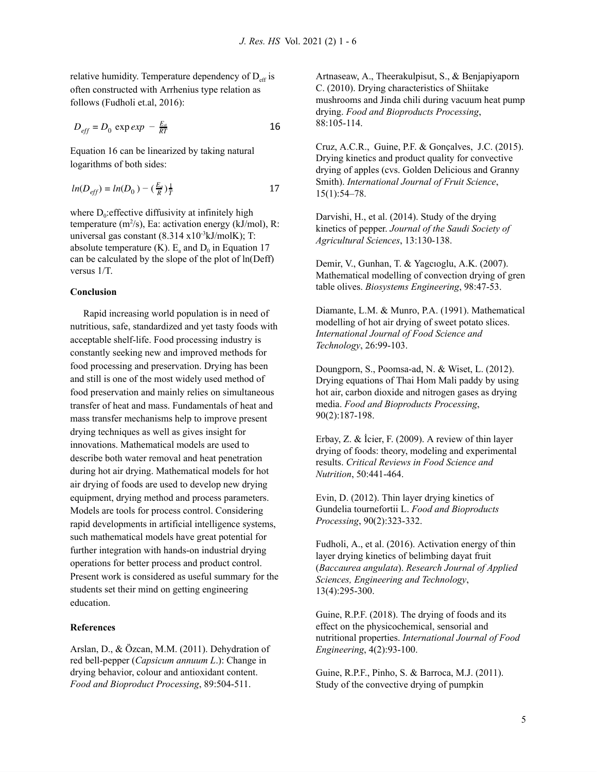relative humidity. Temperature dependency of $D_{eff}$ is often constructed with Arrhenius type relation as follows (Fudholi et.al, 2016):

$$D_{eff} = D_0 \exp exp \; - \frac{E_a}{RT} \tag{16}$$

Equation 16 can be linearized by taking natural logarithms of both sides:

$$ln(D_{eff}) = ln(D_0) - (\frac{E_a}{R})\frac{1}{T} \tag{17}$$

where $D_0$:effective diffusivity at infinitely high temperature ($m^2/s$), Ea: activation energy (kJ/mol), R: universal gas constant ($8.314 \times 10^{-3}$kJ/molK); T: absolute temperature (K). $E_a$ and $D_0$ in Equation 17 can be calculated by the slope of the plot of ln(Deff) versus 1/T.

**Conclusion**

Rapid increasing world population is in need of nutritious, safe, standardized and yet tasty foods with acceptable shelf-life. Food processing industry is constantly seeking new and improved methods for food processing and preservation. Drying has been and still is one of the most widely used method of food preservation and mainly relies on simultaneous transfer of heat and mass. Fundamentals of heat and mass transfer mechanisms help to improve present drying techniques as well as gives insight for innovations. Mathematical models are used to describe both water removal and heat penetration during hot air drying. Mathematical models for hot air drying of foods are used to develop new drying equipment, drying method and process parameters. Models are tools for process control. Considering rapid developments in artificial intelligence systems, such mathematical models have great potential for further integration with hands-on industrial drying operations for better process and product control. Present work is considered as useful summary for the students set their mind on getting engineering education.

**References**

Arslan, D., & Özcan, M.M. (2011). Dehydration of red bell-pepper (*Capsicum annuum L*.): Change in drying behavior, colour and antioxidant content. *Food and Bioproduct Processing*, 89:504-511.

Artnaseaw, A., Theerakulpisut, S., & Benjapiyaporn C. (2010). Drying characteristics of Shiitake mushrooms and Jinda chili during vacuum heat pump drying. *Food and Bioproducts Processing*, 88:105-114.

Cruz, A.C.R., Guine, P.F. & Gonçalves, J.C. (2015). Drying kinetics and product quality for convective drying of apples (cvs. Golden Delicious and Granny Smith). *International Journal of Fruit Science*, 15(1):54–78.

Darvishi, H., et al. (2014). Study of the drying kinetics of pepper. *Journal of the Saudi Society of Agricultural Sciences*, 13:130-138.

Demir, V., Gunhan, T. & Yagcıoglu, A.K. (2007). Mathematical modelling of convection drying of gren table olives. *Biosystems Engineering*, 98:47-53.

Diamante, L.M. & Munro, P.A. (1991). Mathematical modelling of hot air drying of sweet potato slices. *International Journal of Food Science and Technology*, 26:99-103.

Doungporn, S., Poomsa-ad, N. & Wiset, L. (2012). Drying equations of Thai Hom Mali paddy by using hot air, carbon dioxide and nitrogen gases as drying media. *Food and Bioproducts Processing*, 90(2):187-198.

Erbay, Z. & İcier, F. (2009). A review of thin layer drying of foods: theory, modeling and experimental results. *Critical Reviews in Food Science and Nutrition*, 50:441-464.

Evin, D. (2012). Thin layer drying kinetics of Gundelia tournefortii L. *Food and Bioproducts Processing*, 90(2):323-332.

Fudholi, A., et al. (2016). Activation energy of thin layer drying kinetics of belimbing dayat fruit (*Baccaurea angulata*). *Research Journal of Applied Sciences, Engineering and Technology*, 13(4):295-300.

Guine, R.P.F. (2018). The drying of foods and its effect on the physicochemical, sensorial and nutritional properties. *International Journal of Food Engineering*, 4(2):93-100.

Guine, R.P.F., Pinho, S. & Barroca, M.J. (2011). Study of the convective drying of pumpkin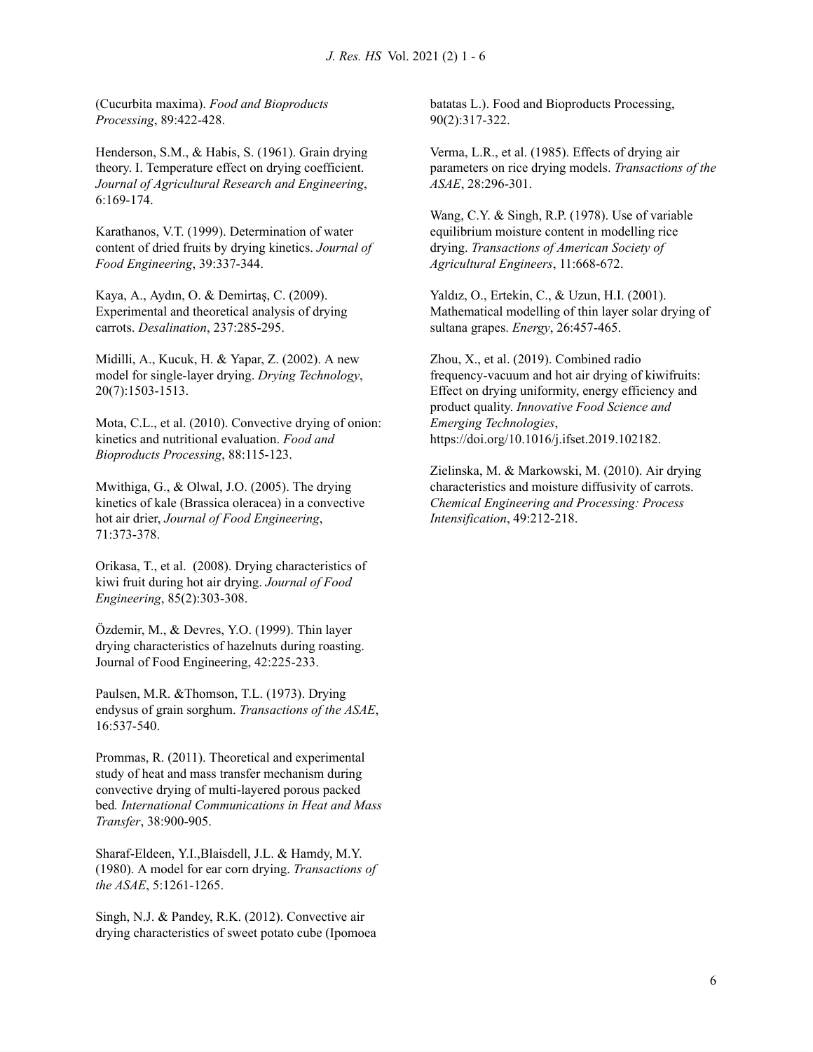(Cucurbita maxima). *Food and Bioproducts Processing*, 89:422-428.

Henderson, S.M., & Habis, S. (1961). Grain drying theory. I. Temperature effect on drying coefficient. *Journal of Agricultural Research and Engineering*, 6:169-174.

Karathanos, V.T. (1999). Determination of water content of dried fruits by drying kinetics. *Journal of Food Engineering*, 39:337-344.

Kaya, A., Aydın, O. & Demirtaş, C. (2009). Experimental and theoretical analysis of drying carrots. *Desalination*, 237:285-295.

Midilli, A., Kucuk, H. & Yapar, Z. (2002). A new model for single-layer drying. *Drying Technology*, 20(7):1503-1513.

Mota, C.L., et al. (2010). Convective drying of onion: kinetics and nutritional evaluation. *Food and Bioproducts Processing*, 88:115-123.

Mwithiga, G., & Olwal, J.O. (2005). The drying kinetics of kale (Brassica oleracea) in a convective hot air drier, *Journal of Food Engineering*, 71:373-378.

Orikasa, T., et al. (2008). Drying characteristics of kiwi fruit during hot air drying. *Journal of Food Engineering*, 85(2):303-308.

Özdemir, M., & Devres, Y.O. (1999). Thin layer drying characteristics of hazelnuts during roasting. Journal of Food Engineering, 42:225-233.

Paulsen, M.R. &Thomson, T.L. (1973). Drying endysus of grain sorghum. *Transactions of the ASAE*, 16:537-540.

Prommas, R. (2011). Theoretical and experimental study of heat and mass transfer mechanism during convective drying of multi-layered porous packed bed*. International Communications in Heat and Mass Transfer*, 38:900-905.

Sharaf-Eldeen, Y.I.,Blaisdell, J.L. & Hamdy, M.Y. (1980). A model for ear corn drying. *Transactions of the ASAE*, 5:1261-1265.

Singh, N.J. & Pandey, R.K. (2012). Convective air drying characteristics of sweet potato cube (Ipomoea batatas L.). Food and Bioproducts Processing, 90(2):317-322.

Verma, L.R., et al. (1985). Effects of drying air parameters on rice drying models. *Transactions of the ASAE*, 28:296-301.

Wang, C.Y. & Singh, R.P. (1978). Use of variable equilibrium moisture content in modelling rice drying. *Transactions of American Society of Agricultural Engineers*, 11:668-672.

Yaldız, O., Ertekin, C., & Uzun, H.I. (2001). Mathematical modelling of thin layer solar drying of sultana grapes. *Energy*, 26:457-465.

Zhou, X., et al. (2019). Combined radio frequency-vacuum and hot air drying of kiwifruits: Effect on drying uniformity, energy efficiency and product quality. *Innovative Food Science and Emerging Technologies*, https://doi.org/10.1016/j.ifset.2019.102182.

Zielinska, M. & Markowski, M. (2010). Air drying characteristics and moisture diffusivity of carrots. *Chemical Engineering and Processing: Process Intensification*, 49:212-218.